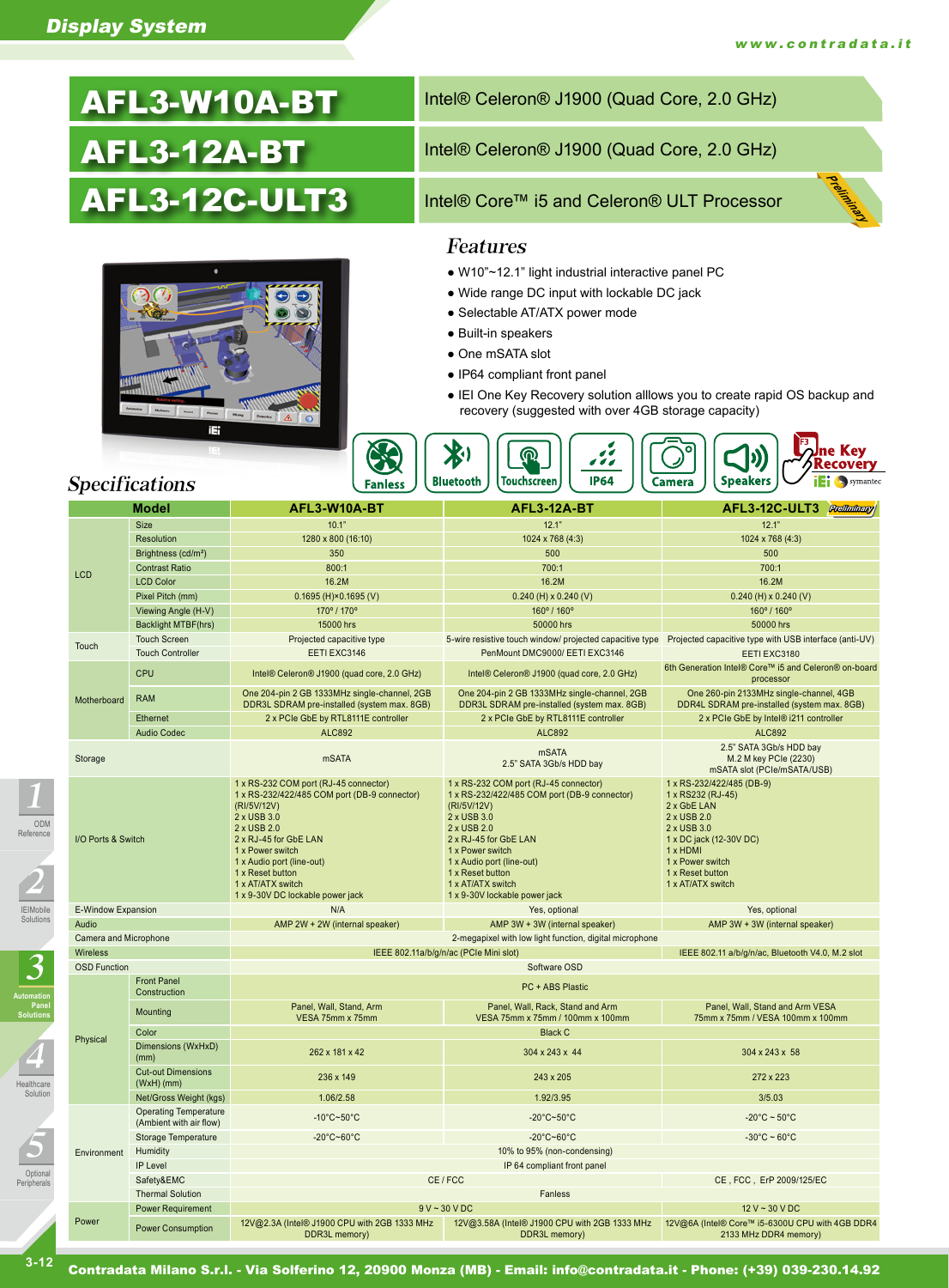# AFL3-W10A-BT

Intel® Celeron® J1900 (Quad Core, 2.0 GHz)

# AFL3-12A-BT

Intel® Celeron® J1900 (Quad Core, 2.0 GHz)

# AFL3-12C-ULT3

Intel® Core™ i5 and Celeron® ULT Processor

*Preliminary*

## Features

- W10"~12.1" light industrial interactive panel PC
- Wide range DC input with lockable DC jack
- Selectable AT/ATX power mode
- Built-in speakers
- One mSATA slot
- IP64 compliant front panel
- IEI One Key Recovery solution alllows you to create rapid OS backup and recovery (suggested with over 4GB storage capacity)

Fanless | Bluetooth | Touchscreen | IP64 | Camera | Speakers | One Key Recovery

## Specifications

| Model | | AFL3-W10A-BT | AFL3-12A-BT | AFL3-12C-ULT3 *Preliminary* |
|---|---|---|---|---|
| LCD | Size | 10.1" | 12.1" | 12.1" |
| | Resolution | 1280 x 800 (16:10) | 1024 x 768 (4:3) | 1024 x 768 (4:3) |
| | Brightness (cd/m²) | 350 | 500 | 500 |
| | Contrast Ratio | 800:1 | 700:1 | 700:1 |
| | LCD Color | 16.2M | 16.2M | 16.2M |
| | Pixel Pitch (mm) | 0.1695 (H)×0.1695 (V) | 0.240 (H) x 0.240 (V) | 0.240 (H) x 0.240 (V) |
| | Viewing Angle (H-V) | 170° / 170° | 160° / 160° | 160° / 160° |
| | Backlight MTBF(hrs) | 15000 hrs | 50000 hrs | 50000 hrs |
| Touch | Touch Screen | Projected capacitive type | 5-wire resistive touch window/ projected capacitive type | Projected capacitive type with USB interface (anti-UV) |
| | Touch Controller | EETI EXC3146 | PenMount DMC9000/ EETI EXC3146 | EETI EXC3180 |
| Motherboard | CPU | Intel® Celeron® J1900 (quad core, 2.0 GHz) | Intel® Celeron® J1900 (quad core, 2.0 GHz) | 6th Generation Intel® Core™ i5 and Celeron® on-board processor |
| | RAM | One 204-pin 2 GB 1333MHz single-channel, 2GB DDR3L SDRAM pre-installed (system max. 8GB) | One 204-pin 2 GB 1333MHz single-channel, 2GB DDR3L SDRAM pre-installed (system max. 8GB) | One 260-pin 2133MHz single-channel, 4GB DDR4L SDRAM pre-installed (system max. 8GB) |
| | Ethernet | 2 x PCIe GbE by RTL8111E controller | 2 x PCIe GbE by RTL8111E controller | 2 x PCIe GbE by Intel® i211 controller |
| | Audio Codec | ALC892 | ALC892 | ALC892 |
| Storage | | mSATA | mSATA<br>2.5" SATA 3Gb/s HDD bay | 2.5" SATA 3Gb/s HDD bay<br>M.2 M key PCIe (2230)<br>mSATA slot (PCIe/mSATA/USB) |
| I/O Ports & Switch | | 1 x RS-232 COM port (RJ-45 connector)<br>1 x RS-232/422/485 COM port (DB-9 connector) (RI/5V/12V)<br>2 x USB 3.0<br>2 x USB 2.0<br>2 x RJ-45 for GbE LAN<br>1 x Power switch<br>1 x Audio port (line-out)<br>1 x Reset button<br>1 x AT/ATX switch<br>1 x 9-30V DC lockable power jack | 1 x RS-232 COM port (RJ-45 connector)<br>1 x RS-232/422/485 COM port (DB-9 connector) (RI/5V/12V)<br>2 x USB 3.0<br>2 x USB 2.0<br>2 x RJ-45 for GbE LAN<br>1 x Power switch<br>1 x Audio port (line-out)<br>1 x Reset button<br>1 x AT/ATX switch<br>1 x 9-30V lockable power jack | 1 x RS-232/422/485 (DB-9)<br>1 x RS232 (RJ-45)<br>2 x GbE LAN<br>2 x USB 2.0<br>2 x USB 3.0<br>1 x DC jack (12-30V DC)<br>1 x HDMI<br>1 x Power switch<br>1 x Reset button<br>1 x AT/ATX switch |
| E-Window Expansion | | N/A | Yes, optional | Yes, optional |
| Audio | | AMP 2W + 2W (internal speaker) | AMP 3W + 3W (internal speaker) | AMP 3W + 3W (internal speaker) |
| Camera and Microphone | | 2-megapixel with low light function, digital microphone | | |
| Wireless | | IEEE 802.11a/b/g/n/ac (PCIe Mini slot) | | IEEE 802.11 a/b/g/n/ac, Bluetooth V4.0, M.2 slot |
| OSD Function | | Software OSD | | |
| Physical | Front Panel Construction | PC + ABS Plastic | | |
| | Mounting | Panel, Wall, Stand, Arm<br>VESA 75mm x 75mm | Panel, Wall, Rack, Stand and Arm<br>VESA 75mm x 75mm / 100mm x 100mm | Panel, Wall, Stand and Arm VESA<br>75mm x 75mm / VESA 100mm x 100mm |
| | Color | Black C | | |
| | Dimensions (WxHxD) (mm) | 262 x 181 x 42 | 304 x 243 x 44 | 304 x 243 x 58 |
| | Cut-out Dimensions (WxH) (mm) | 236 x 149 | 243 x 205 | 272 x 223 |
| | Net/Gross Weight (kgs) | 1.06/2.58 | 1.92/3.95 | 3/5.03 |
| Environment | Operating Temperature (Ambient with air flow) | -10°C~50°C | -20°C~50°C | -20°C ~ 50°C |
| | Storage Temperature | -20°C~60°C | -20°C~60°C | -30°C ~ 60°C |
| | Humidity | 10% to 95% (non-condensing) | | |
| | IP Level | IP 64 compliant front panel | | |
| | Safety&EMC | CE / FCC | | CE , FCC , ErP 2009/125/EC |
| | Thermal Solution | Fanless | | |
| Power | Power Requirement | 9 V ~ 30 V DC | | 12 V ~ 30 V DC |
| | Power Consumption | 12V@2.3A (Intel® J1900 CPU with 2GB 1333 MHz DDR3L memory) | 12V@3.58A (Intel® J1900 CPU with 2GB 1333 MHz DDR3L memory) | 12V@6A (Intel® Core™ i5-6300U CPU with 4GB DDR4 2133 MHz DDR4 memory) |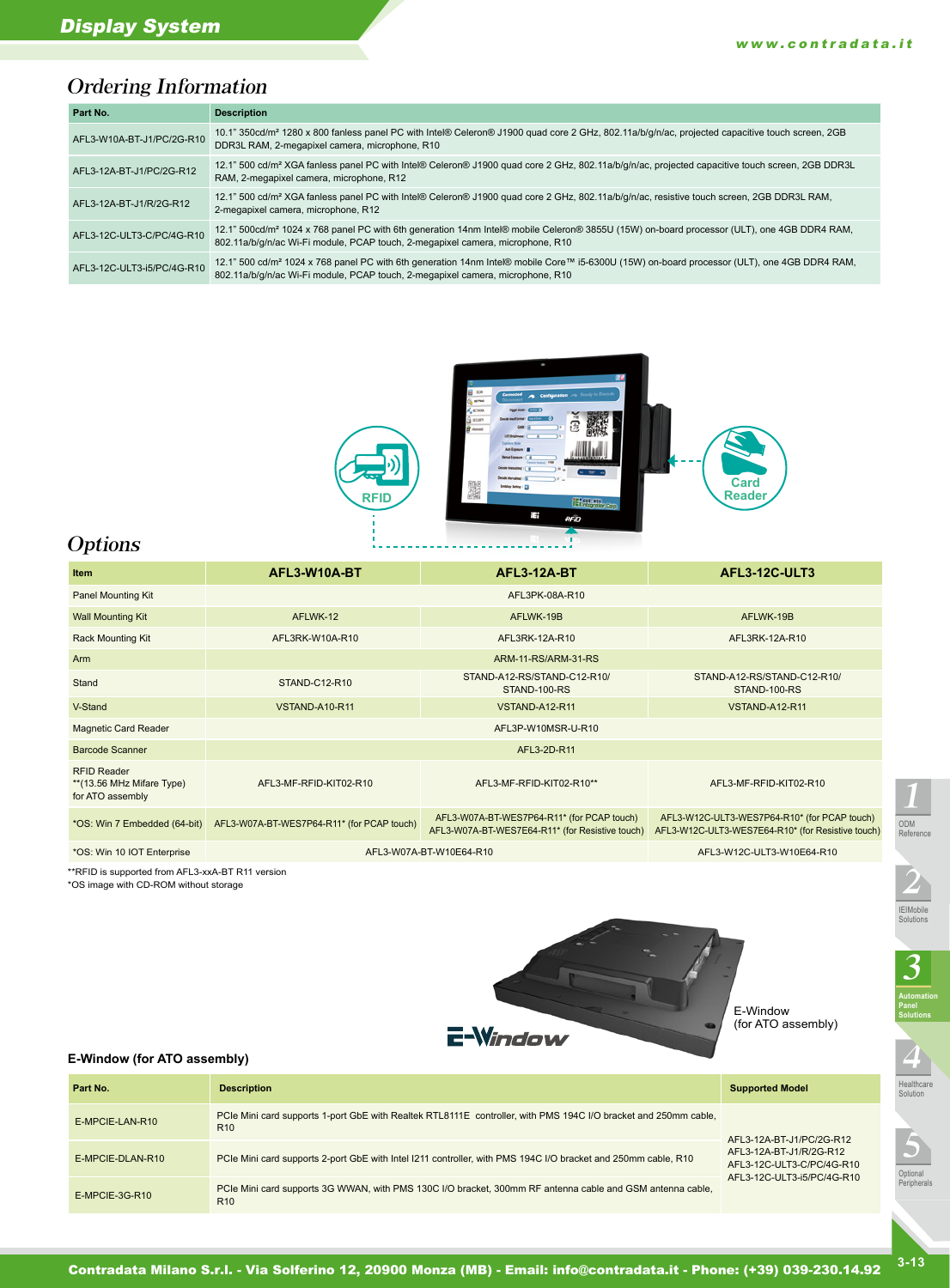## Ordering Information

| Part No. | Description |
|---|---|
| AFL3-W10A-BT-J1/PC/2G-R10 | 10.1" 350cd/m² 1280 x 800 fanless panel PC with Intel® Celeron® J1900 quad core 2 GHz, 802.11a/b/g/n/ac, projected capacitive touch screen, 2GB DDR3L RAM, 2-megapixel camera, microphone, R10 |
| AFL3-12A-BT-J1/PC/2G-R12 | 12.1" 500 cd/m² XGA fanless panel PC with Intel® Celeron® J1900 quad core 2 GHz, 802.11a/b/g/n/ac, projected capacitive touch screen, 2GB DDR3L RAM, 2-megapixel camera, microphone, R12 |
| AFL3-12A-BT-J1/R/2G-R12 | 12.1" 500 cd/m² XGA fanless panel PC with Intel® Celeron® J1900 quad core 2 GHz, 802.11a/b/g/n/ac, resistive touch screen, 2GB DDR3L RAM, 2-megapixel camera, microphone, R12 |
| AFL3-12C-ULT3-C/PC/4G-R10 | 12.1" 500cd/m² 1024 x 768 panel PC with 6th generation 14nm Intel® mobile Celeron® 3855U (15W) on-board processor (ULT), one 4GB DDR4 RAM, 802.11a/b/g/n/ac Wi-Fi module, PCAP touch, 2-megapixel camera, R10 |
| AFL3-12C-ULT3-i5/PC/4G-R10 | 12.1" 500 cd/m² 1024 x 768 panel PC with 6th generation 14nm Intel® mobile Core™ i5-6300U (15W) on-board processor (ULT), one 4GB DDR4 RAM, 802.11a/b/g/n/ac Wi-Fi module, PCAP touch, 2-megapixel camera, microphone, R10 |

RFID

Card Reader

## Options

| Item | AFL3-W10A-BT | AFL3-12A-BT | AFL3-12C-ULT3 |
|---|---|---|---|
| Panel Mounting Kit | AFL3PK-08A-R10 | | |
| Wall Mounting Kit | AFLWK-12 | AFLWK-19B | AFLWK-19B |
| Rack Mounting Kit | AFL3RK-W10A-R10 | AFL3RK-12A-R10 | AFL3RK-12A-R10 |
| Arm | ARM-11-RS/ARM-31-RS | | |
| Stand | STAND-C12-R10 | STAND-A12-RS/STAND-C12-R10/ STAND-100-RS | STAND-A12-RS/STAND-C12-R10/ STAND-100-RS |
| V-Stand | VSTAND-A10-R11 | VSTAND-A12-R11 | VSTAND-A12-R11 |
| Magnetic Card Reader | AFL3P-W10MSR-U-R10 | | |
| Barcode Scanner | AFL3-2D-R11 | | |
| RFID Reader **(13.56 MHz Mifare Type) for ATO assembly | AFL3-MF-RFID-KIT02-R10 | AFL3-MF-RFID-KIT02-R10** | AFL3-MF-RFID-KIT02-R10 |
| *OS: Win 7 Embedded (64-bit) | AFL3-W07A-BT-WES7P64-R11* (for PCAP touch) | AFL3-W07A-BT-WES7P64-R11* (for PCAP touch) AFL3-W07A-BT-WES7E64-R11* (for Resistive touch) | AFL3-W12C-ULT3-WES7P64-R10* (for PCAP touch) AFL3-W12C-ULT3-WES7E64-R10* (for Resistive touch) |
| *OS: Win 10 IOT Enterprise | AFL3-W07A-BT-W10E64-R10 | | AFL3-W12C-ULT3-W10E64-R10 |

**RFID is supported from AFL3-xxA-BT R11 version
*OS image with CD-ROM without storage

E-Window (for ATO assembly)

### E-Window (for ATO assembly)

| Part No. | Description | Supported Model |
|---|---|---|
| E-MPCIE-LAN-R10 | PCIe Mini card supports 1-port GbE with Realtek RTL8111E controller, with PMS 194C I/O bracket and 250mm cable, R10 | AFL3-12A-BT-J1/PC/2G-R12 AFL3-12A-BT-J1/R/2G-R12 AFL3-12C-ULT3-C/PC/4G-R10 AFL3-12C-ULT3-i5/PC/4G-R10 |
| E-MPCIE-DLAN-R10 | PCIe Mini card supports 2-port GbE with Intel I211 controller, with PMS 194C I/O bracket and 250mm cable, R10 | |
| E-MPCIE-3G-R10 | PCIe Mini card supports 3G WWAN, with PMS 130C I/O bracket, 300mm RF antenna cable and GSM antenna cable, R10 | |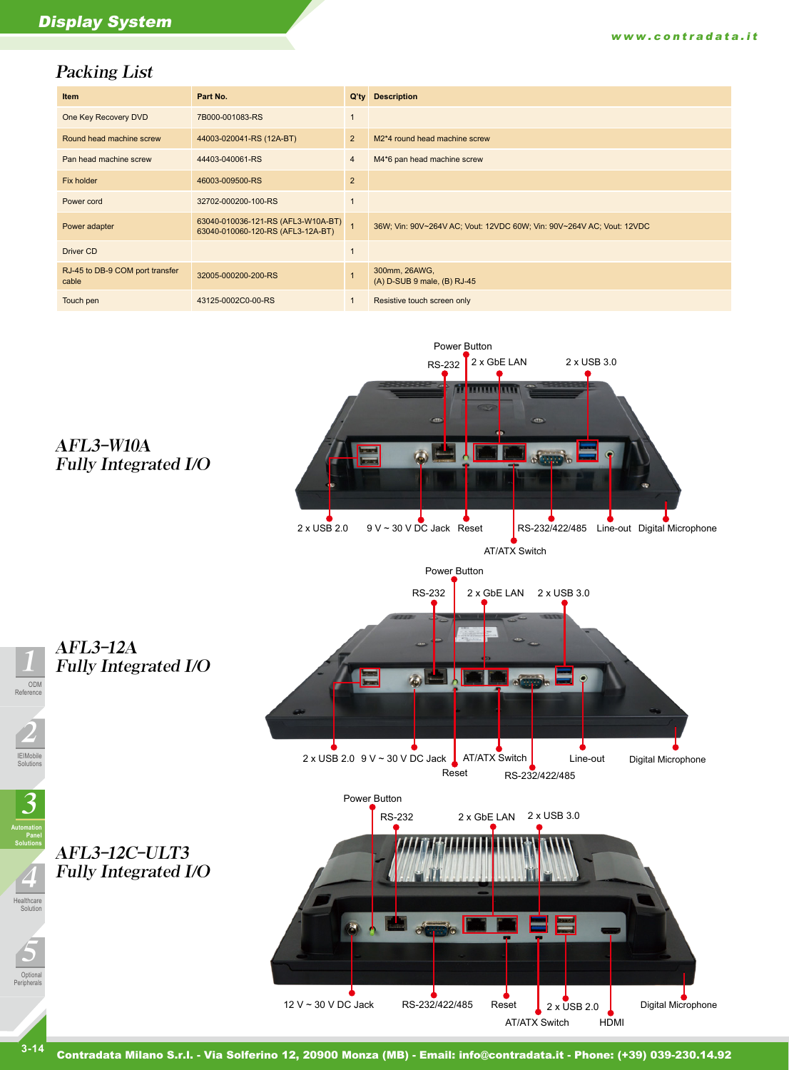## Packing List

| Item | Part No. | Q'ty | Description |
|---|---|---|---|
| One Key Recovery DVD | 7B000-001083-RS | 1 | |
| Round head machine screw | 44003-020041-RS (12A-BT) | 2 | M2*4 round head machine screw |
| Pan head machine screw | 44403-040061-RS | 4 | M4*6 pan head machine screw |
| Fix holder | 46003-009500-RS | 2 | |
| Power cord | 32702-000200-100-RS | 1 | |
| Power adapter | 63040-010036-121-RS (AFL3-W10A-BT)<br>63040-010060-120-RS (AFL3-12A-BT) | 1 | 36W; Vin: 90V~264V AC; Vout: 12VDC 60W; Vin: 90V~264V AC; Vout: 12VDC |
| Driver CD | | 1 | |
| RJ-45 to DB-9 COM port transfer cable | 32005-000200-200-RS | 1 | 300mm, 26AWG,<br>(A) D-SUB 9 male, (B) RJ-45 |
| Touch pen | 43125-0002C0-00-RS | 1 | Resistive touch screen only |

### *AFL3-W10A Fully Integrated I/O*

Power Button, RS-232, 2 x GbE LAN, 2 x USB 3.0, 2 x USB 2.0, 9 V ~ 30 V DC Jack, Reset, RS-232/422/485, Line-out, Digital Microphone, AT/ATX Switch

### *AFL3-12A Fully Integrated I/O*

Power Button, RS-232, 2 x GbE LAN, 2 x USB 3.0, 2 x USB 2.0, 9 V ~ 30 V DC Jack, AT/ATX Switch, Reset, RS-232/422/485, Line-out, Digital Microphone

### *AFL3-12C-ULT3 Fully Integrated I/O*

Power Button, RS-232, 2 x GbE LAN, 2 x USB 3.0, 12 V ~ 30 V DC Jack, RS-232/422/485, Reset, 2 x USB 2.0, Digital Microphone, AT/ATX Switch, HDMI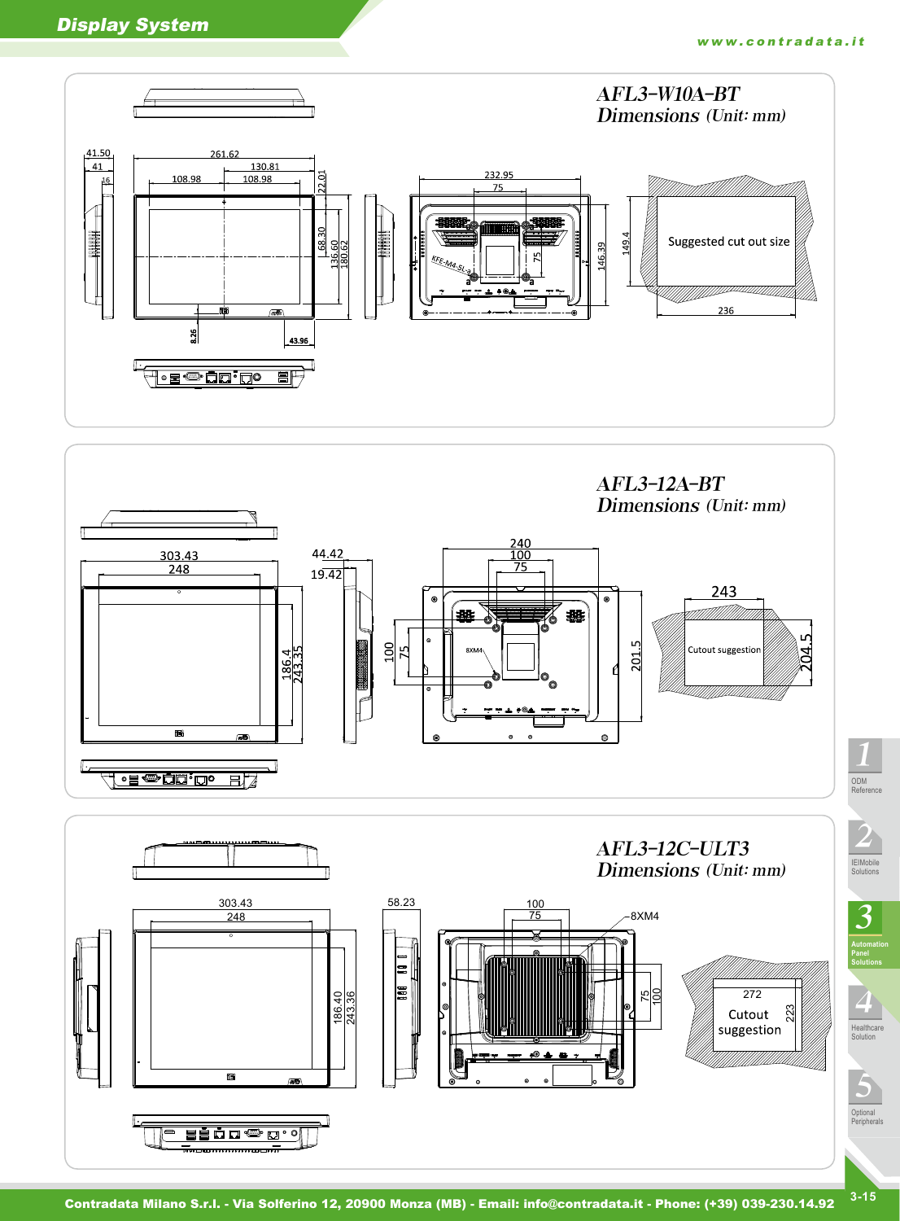## AFL3-W10A-BT
*Dimensions (Unit: mm)*

41.50
41
16
261.62
130.81
108.98
108.98
22.01
68.30
136.60
180.62
8.26
43.96
232.95
75
KFE-M4-SL-a
75
146.39
149.4
Suggested cut out size
236

## AFL3-12A-BT
*Dimensions (Unit: mm)*

303.43
248
186.4
243.35
44.42
19.42
240
100
75
100
75
8XM4
201.5
243
Cutout suggestion
204.5

## AFL3-12C-ULT3
*Dimensions (Unit: mm)*

303.43
248
186.40
243.36
58.23
100
75
8XM4
75
100
272
Cutout suggestion
223